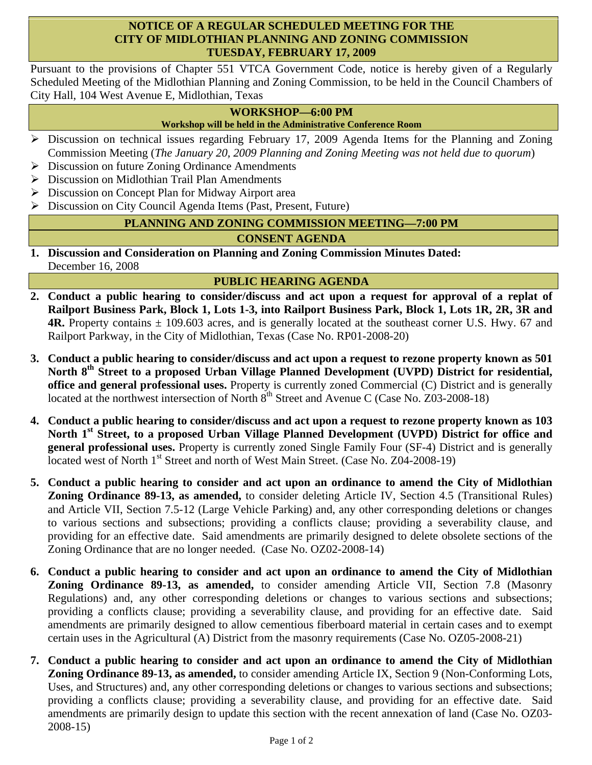# NOTICE OF A REGULAR SCHEDULED MEETING FOR THE CITY OF MIDLOTHIAN PLANNING AND ZONING COMMISSION TUESDAY, FEBRUARY 17, 2009

Pursuant to the provisions of Chapter 551 VTCA Government Code, notice is hereby given of a Regularly Scheduled Meeting of the Midlothian Planning and Zoning Commission, to be held in the Council Chambers of City Hall, 104 West Avenue E, Midlothian, Texas

## WORKSHOP—6:00 PM

**Workshop will be held in the Administrative Conference Room**

- Discussion on technical issues regarding February 17, 2009 Agenda Items for the Planning and Zoning Commission Meeting (*The January 20, 2009 Planning and Zoning Meeting was not held due to quorum*)
- Discussion on future Zoning Ordinance Amendments
- Discussion on Midlothian Trail Plan Amendments
- Discussion on Concept Plan for Midway Airport area
- Discussion on City Council Agenda Items (Past, Present, Future)

## PLANNING AND ZONING COMMISSION MEETING—7:00 PM

## CONSENT AGENDA

1. **Discussion and Consideration on Planning and Zoning Commission Minutes Dated:** December 16, 2008

## PUBLIC HEARING AGENDA

2. **Conduct a public hearing to consider/discuss and act upon a request for approval of a replat of Railport Business Park, Block 1, Lots 1-3, into Railport Business Park, Block 1, Lots 1R, 2R, 3R and 4R.** Property contains ± 109.603 acres, and is generally located at the southeast corner U.S. Hwy. 67 and Railport Parkway, in the City of Midlothian, Texas (Case No. RP01-2008-20)

3. **Conduct a public hearing to consider/discuss and act upon a request to rezone property known as 501 North 8th Street to a proposed Urban Village Planned Development (UVPD) District for residential, office and general professional uses.** Property is currently zoned Commercial (C) District and is generally located at the northwest intersection of North 8th Street and Avenue C (Case No. Z03-2008-18)

4. **Conduct a public hearing to consider/discuss and act upon a request to rezone property known as 103 North 1st Street, to a proposed Urban Village Planned Development (UVPD) District for office and general professional uses.** Property is currently zoned Single Family Four (SF-4) District and is generally located west of North 1st Street and north of West Main Street. (Case No. Z04-2008-19)

5. **Conduct a public hearing to consider and act upon an ordinance to amend the City of Midlothian Zoning Ordinance 89-13, as amended,** to consider deleting Article IV, Section 4.5 (Transitional Rules) and Article VII, Section 7.5-12 (Large Vehicle Parking) and, any other corresponding deletions or changes to various sections and subsections; providing a conflicts clause; providing a severability clause, and providing for an effective date. Said amendments are primarily designed to delete obsolete sections of the Zoning Ordinance that are no longer needed. (Case No. OZ02-2008-14)

6. **Conduct a public hearing to consider and act upon an ordinance to amend the City of Midlothian Zoning Ordinance 89-13, as amended,** to consider amending Article VII, Section 7.8 (Masonry Regulations) and, any other corresponding deletions or changes to various sections and subsections; providing a conflicts clause; providing a severability clause, and providing for an effective date. Said amendments are primarily designed to allow cementious fiberboard material in certain cases and to exempt certain uses in the Agricultural (A) District from the masonry requirements (Case No. OZ05-2008-21)

7. **Conduct a public hearing to consider and act upon an ordinance to amend the City of Midlothian Zoning Ordinance 89-13, as amended,** to consider amending Article IX, Section 9 (Non-Conforming Lots, Uses, and Structures) and, any other corresponding deletions or changes to various sections and subsections; providing a conflicts clause; providing a severability clause, and providing for an effective date. Said amendments are primarily design to update this section with the recent annexation of land (Case No. OZ03-2008-15)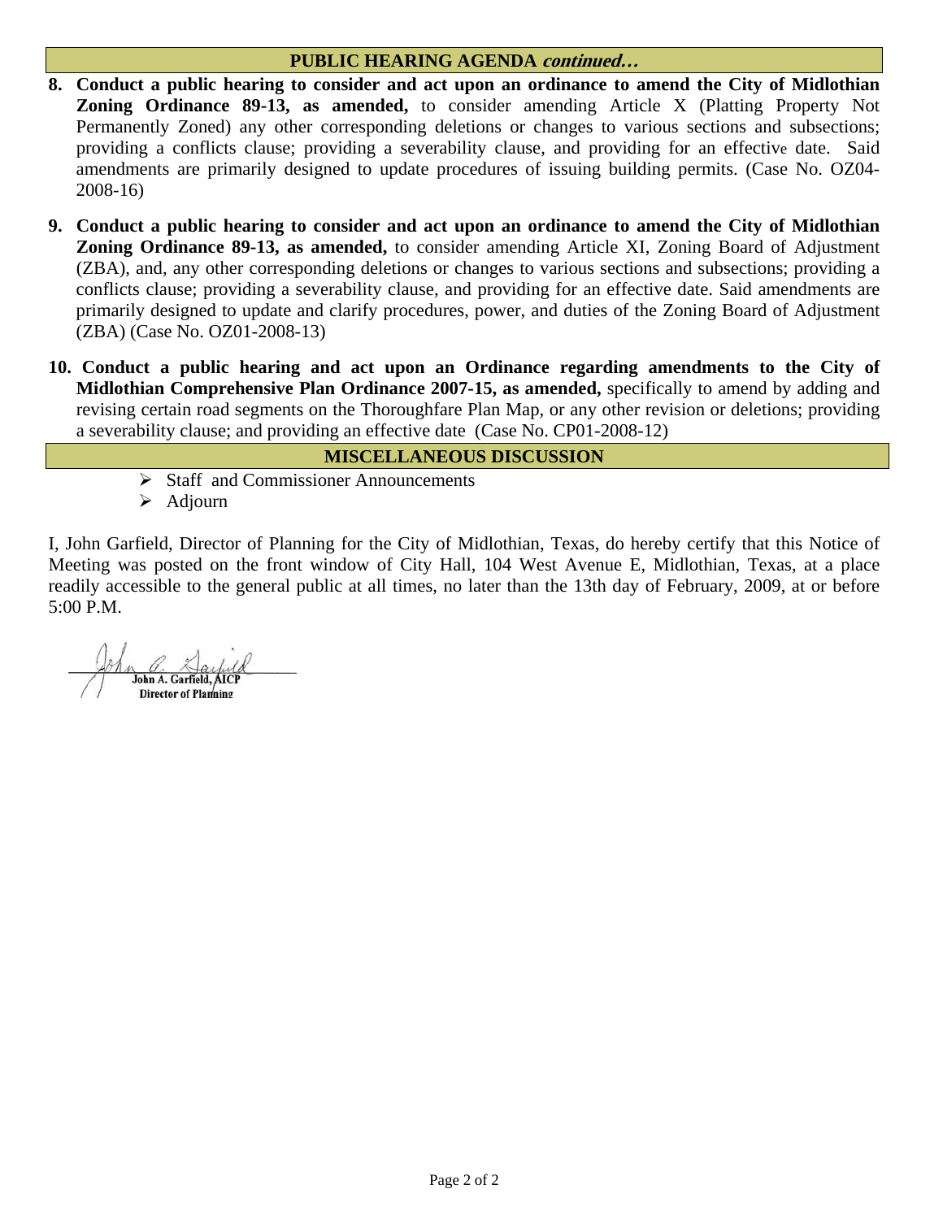## PUBLIC HEARING AGENDA *continued…*

8. **Conduct a public hearing to consider and act upon an ordinance to amend the City of Midlothian Zoning Ordinance 89-13, as amended,** to consider amending Article X (Platting Property Not Permanently Zoned) any other corresponding deletions or changes to various sections and subsections; providing a conflicts clause; providing a severability clause, and providing for an effective date. Said amendments are primarily designed to update procedures of issuing building permits. (Case No. OZ04-2008-16)

9. **Conduct a public hearing to consider and act upon an ordinance to amend the City of Midlothian Zoning Ordinance 89-13, as amended,** to consider amending Article XI, Zoning Board of Adjustment (ZBA), and, any other corresponding deletions or changes to various sections and subsections; providing a conflicts clause; providing a severability clause, and providing for an effective date. Said amendments are primarily designed to update and clarify procedures, power, and duties of the Zoning Board of Adjustment (ZBA) (Case No. OZ01-2008-13)

10. **Conduct a public hearing and act upon an Ordinance regarding amendments to the City of Midlothian Comprehensive Plan Ordinance 2007-15, as amended,** specifically to amend by adding and revising certain road segments on the Thoroughfare Plan Map, or any other revision or deletions; providing a severability clause; and providing an effective date (Case No. CP01-2008-12)

## MISCELLANEOUS DISCUSSION

- Staff and Commissioner Announcements
- Adjourn

I, John Garfield, Director of Planning for the City of Midlothian, Texas, do hereby certify that this Notice of Meeting was posted on the front window of City Hall, 104 West Avenue E, Midlothian, Texas, at a place readily accessible to the general public at all times, no later than the 13th day of February, 2009, at or before 5:00 P.M.

John A. Garfield, AICP
Director of Planning